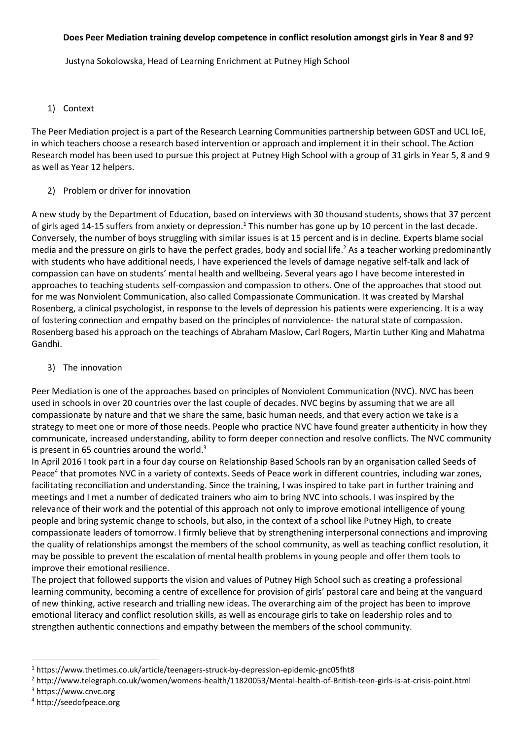**Does Peer Mediation training develop competence in conflict resolution amongst girls in Year 8 and 9?**

Justyna Sokolowska, Head of Learning Enrichment at Putney High School

## 1) Context

The Peer Mediation project is a part of the Research Learning Communities partnership between GDST and UCL IoE, in which teachers choose a research based intervention or approach and implement it in their school. The Action Research model has been used to pursue this project at Putney High School with a group of 31 girls in Year 5, 8 and 9 as well as Year 12 helpers.

## 2) Problem or driver for innovation

A new study by the Department of Education, based on interviews with 30 thousand students, shows that 37 percent of girls aged 14-15 suffers from anxiety or depression.[1] This number has gone up by 10 percent in the last decade. Conversely, the number of boys struggling with similar issues is at 15 percent and is in decline. Experts blame social media and the pressure on girls to have the perfect grades, body and social life.[2] As a teacher working predominantly with students who have additional needs, I have experienced the levels of damage negative self-talk and lack of compassion can have on students' mental health and wellbeing. Several years ago I have become interested in approaches to teaching students self-compassion and compassion to others. One of the approaches that stood out for me was Nonviolent Communication, also called Compassionate Communication. It was created by Marshal Rosenberg, a clinical psychologist, in response to the levels of depression his patients were experiencing. It is a way of fostering connection and empathy based on the principles of nonviolence- the natural state of compassion. Rosenberg based his approach on the teachings of Abraham Maslow, Carl Rogers, Martin Luther King and Mahatma Gandhi.

## 3) The innovation

Peer Mediation is one of the approaches based on principles of Nonviolent Communication (NVC). NVC has been used in schools in over 20 countries over the last couple of decades. NVC begins by assuming that we are all compassionate by nature and that we share the same, basic human needs, and that every action we take is a strategy to meet one or more of those needs. People who practice NVC have found greater authenticity in how they communicate, increased understanding, ability to form deeper connection and resolve conflicts. The NVC community is present in 65 countries around the world.[3]

In April 2016 I took part in a four day course on Relationship Based Schools ran by an organisation called Seeds of Peace[4] that promotes NVC in a variety of contexts. Seeds of Peace work in different countries, including war zones, facilitating reconciliation and understanding. Since the training, I was inspired to take part in further training and meetings and I met a number of dedicated trainers who aim to bring NVC into schools. I was inspired by the relevance of their work and the potential of this approach not only to improve emotional intelligence of young people and bring systemic change to schools, but also, in the context of a school like Putney High, to create compassionate leaders of tomorrow. I firmly believe that by strengthening interpersonal connections and improving the quality of relationships amongst the members of the school community, as well as teaching conflict resolution, it may be possible to prevent the escalation of mental health problems in young people and offer them tools to improve their emotional resilience.

The project that followed supports the vision and values of Putney High School such as creating a professional learning community, becoming a centre of excellence for provision of girls' pastoral care and being at the vanguard of new thinking, active research and trialling new ideas. The overarching aim of the project has been to improve emotional literacy and conflict resolution skills, as well as encourage girls to take on leadership roles and to strengthen authentic connections and empathy between the members of the school community.

---

[1] https://www.thetimes.co.uk/article/teenagers-struck-by-depression-epidemic-gnc05fht8

[2] http://www.telegraph.co.uk/women/womens-health/11820053/Mental-health-of-British-teen-girls-is-at-crisis-point.html

[3] https://www.cnvc.org

[4] http://seedofpeace.org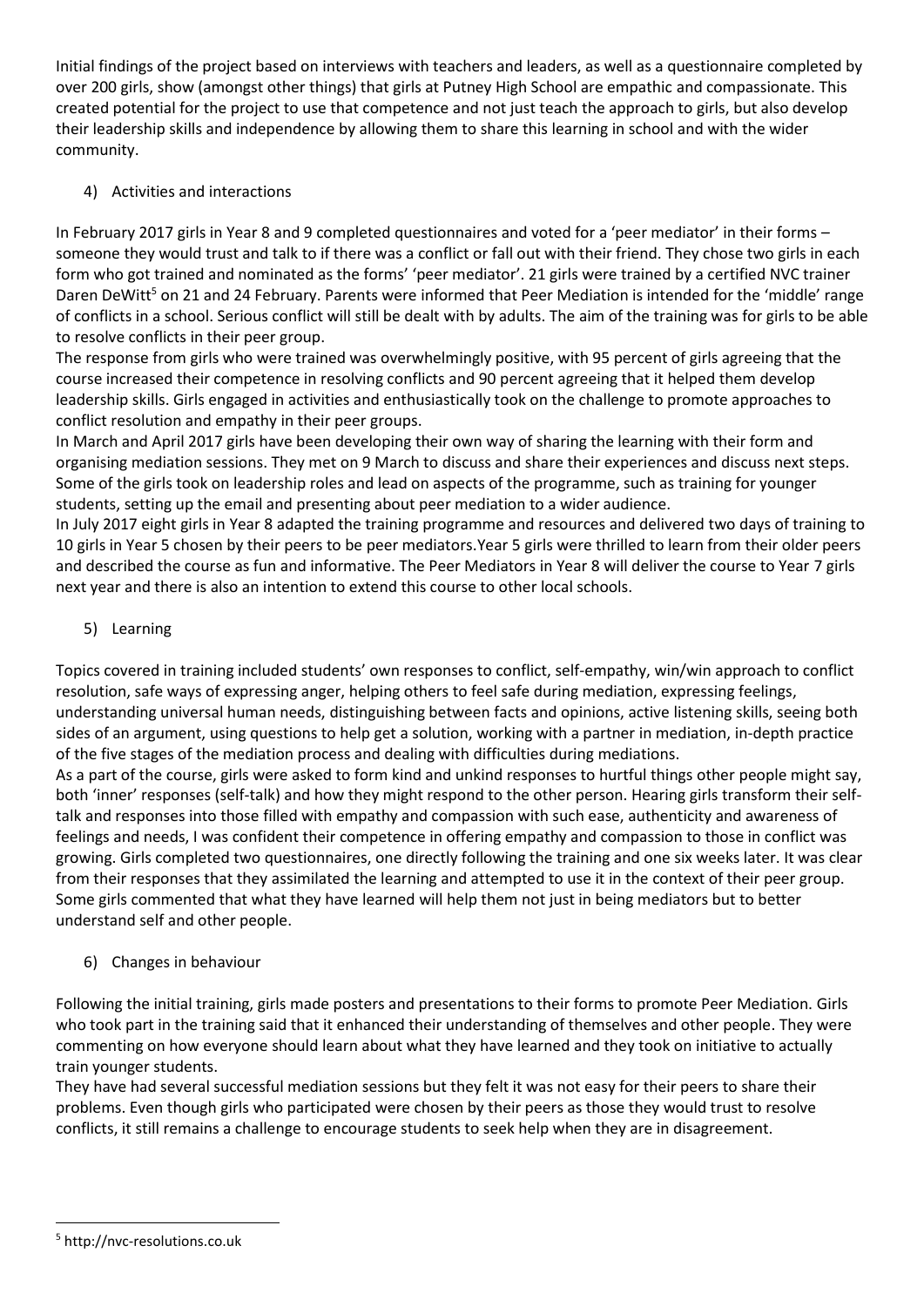Initial findings of the project based on interviews with teachers and leaders, as well as a questionnaire completed by over 200 girls, show (amongst other things) that girls at Putney High School are empathic and compassionate. This created potential for the project to use that competence and not just teach the approach to girls, but also develop their leadership skills and independence by allowing them to share this learning in school and with the wider community.

## 4) Activities and interactions

In February 2017 girls in Year 8 and 9 completed questionnaires and voted for a 'peer mediator' in their forms – someone they would trust and talk to if there was a conflict or fall out with their friend. They chose two girls in each form who got trained and nominated as the forms' 'peer mediator'. 21 girls were trained by a certified NVC trainer Daren DeWitt[5] on 21 and 24 February. Parents were informed that Peer Mediation is intended for the 'middle' range of conflicts in a school. Serious conflict will still be dealt with by adults. The aim of the training was for girls to be able to resolve conflicts in their peer group.

The response from girls who were trained was overwhelmingly positive, with 95 percent of girls agreeing that the course increased their competence in resolving conflicts and 90 percent agreeing that it helped them develop leadership skills. Girls engaged in activities and enthusiastically took on the challenge to promote approaches to conflict resolution and empathy in their peer groups.

In March and April 2017 girls have been developing their own way of sharing the learning with their form and organising mediation sessions. They met on 9 March to discuss and share their experiences and discuss next steps. Some of the girls took on leadership roles and lead on aspects of the programme, such as training for younger students, setting up the email and presenting about peer mediation to a wider audience.

In July 2017 eight girls in Year 8 adapted the training programme and resources and delivered two days of training to 10 girls in Year 5 chosen by their peers to be peer mediators.Year 5 girls were thrilled to learn from their older peers and described the course as fun and informative. The Peer Mediators in Year 8 will deliver the course to Year 7 girls next year and there is also an intention to extend this course to other local schools.

## 5) Learning

Topics covered in training included students' own responses to conflict, self-empathy, win/win approach to conflict resolution, safe ways of expressing anger, helping others to feel safe during mediation, expressing feelings, understanding universal human needs, distinguishing between facts and opinions, active listening skills, seeing both sides of an argument, using questions to help get a solution, working with a partner in mediation, in-depth practice of the five stages of the mediation process and dealing with difficulties during mediations.

As a part of the course, girls were asked to form kind and unkind responses to hurtful things other people might say, both 'inner' responses (self-talk) and how they might respond to the other person. Hearing girls transform their self-talk and responses into those filled with empathy and compassion with such ease, authenticity and awareness of feelings and needs, I was confident their competence in offering empathy and compassion to those in conflict was growing. Girls completed two questionnaires, one directly following the training and one six weeks later. It was clear from their responses that they assimilated the learning and attempted to use it in the context of their peer group. Some girls commented that what they have learned will help them not just in being mediators but to better understand self and other people.

## 6) Changes in behaviour

Following the initial training, girls made posters and presentations to their forms to promote Peer Mediation. Girls who took part in the training said that it enhanced their understanding of themselves and other people. They were commenting on how everyone should learn about what they have learned and they took on initiative to actually train younger students.

They have had several successful mediation sessions but they felt it was not easy for their peers to share their problems. Even though girls who participated were chosen by their peers as those they would trust to resolve conflicts, it still remains a challenge to encourage students to seek help when they are in disagreement.

[5] http://nvc-resolutions.co.uk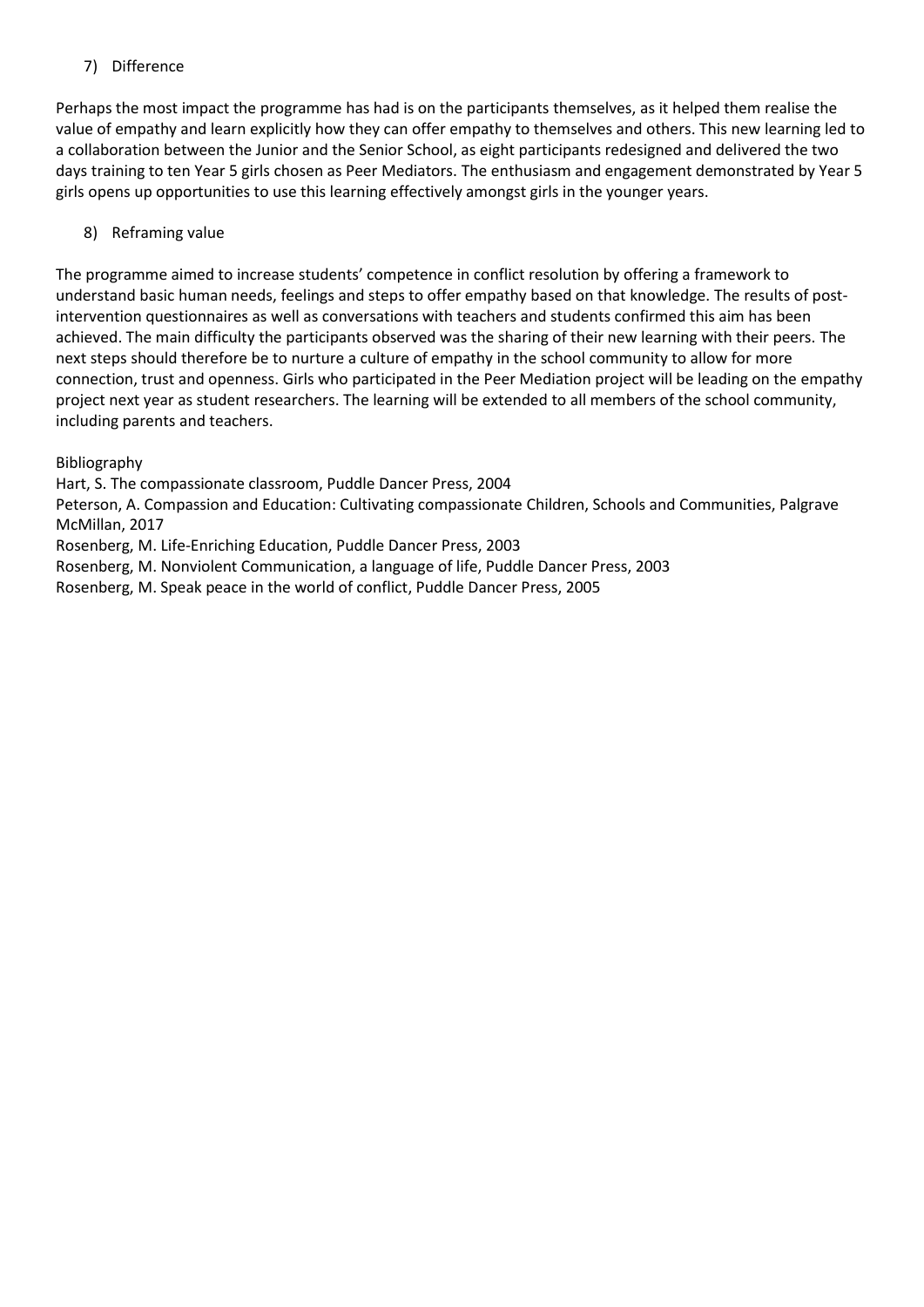7) Difference

Perhaps the most impact the programme has had is on the participants themselves, as it helped them realise the value of empathy and learn explicitly how they can offer empathy to themselves and others. This new learning led to a collaboration between the Junior and the Senior School, as eight participants redesigned and delivered the two days training to ten Year 5 girls chosen as Peer Mediators. The enthusiasm and engagement demonstrated by Year 5 girls opens up opportunities to use this learning effectively amongst girls in the younger years.

8) Reframing value

The programme aimed to increase students' competence in conflict resolution by offering a framework to understand basic human needs, feelings and steps to offer empathy based on that knowledge. The results of post-intervention questionnaires as well as conversations with teachers and students confirmed this aim has been achieved. The main difficulty the participants observed was the sharing of their new learning with their peers. The next steps should therefore be to nurture a culture of empathy in the school community to allow for more connection, trust and openness. Girls who participated in the Peer Mediation project will be leading on the empathy project next year as student researchers. The learning will be extended to all members of the school community, including parents and teachers.

Bibliography

Hart, S. The compassionate classroom, Puddle Dancer Press, 2004

Peterson, A. Compassion and Education: Cultivating compassionate Children, Schools and Communities, Palgrave McMillan, 2017

Rosenberg, M. Life-Enriching Education, Puddle Dancer Press, 2003

Rosenberg, M. Nonviolent Communication, a language of life, Puddle Dancer Press, 2003

Rosenberg, M. Speak peace in the world of conflict, Puddle Dancer Press, 2005